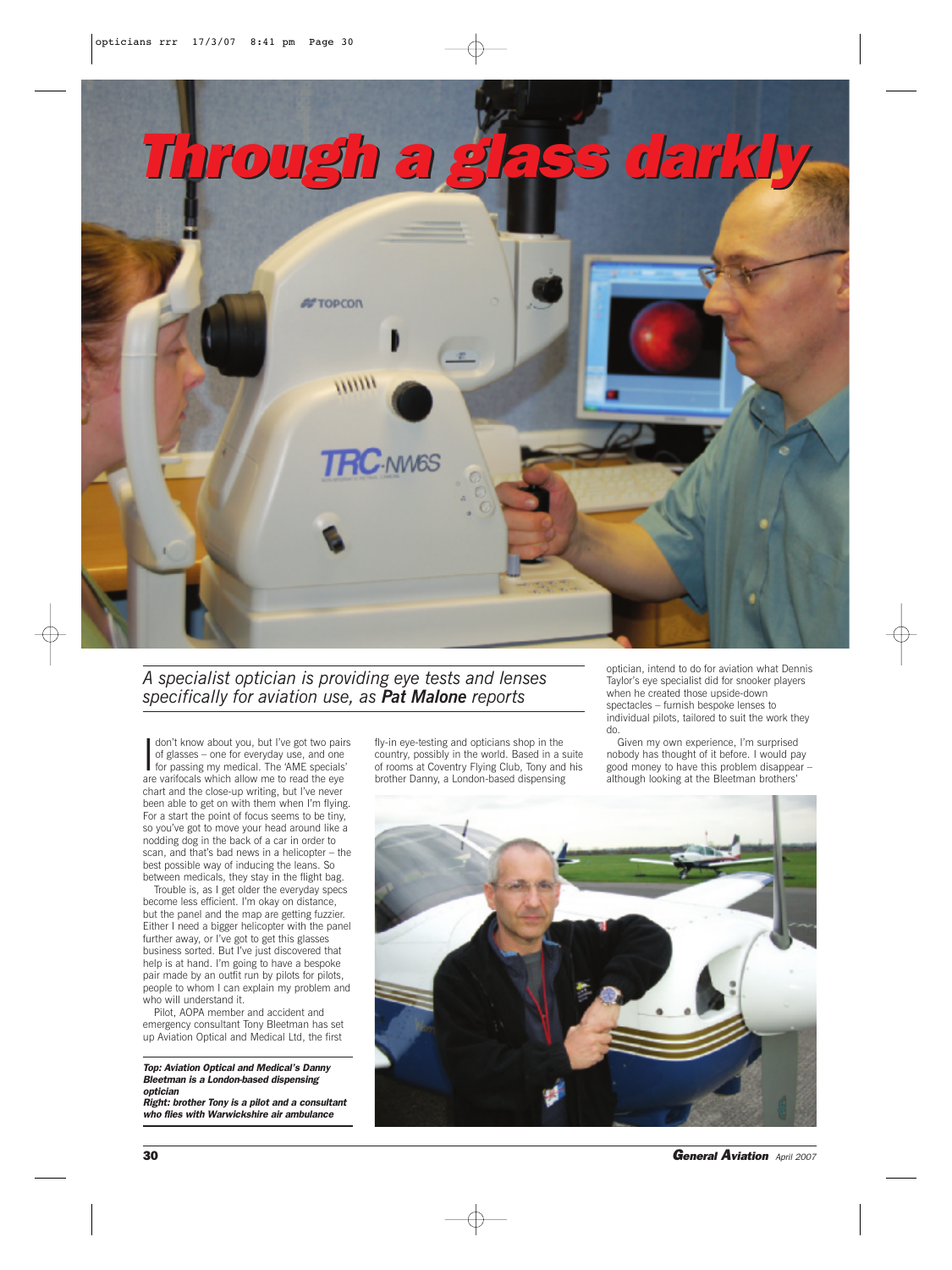# Through a glass darkly

*A specialist optician is providing eye tests and lenses specifically for aviation use, as **Pat Malone** reports*

I don't know about you, but I've got two pairs of glasses – one for everyday use, and one for passing my medical. The 'AME specials' are varifocals which allow me to read the eye chart and the close-up writing, but I've never been able to get on with them when I'm flying. For a start the point of focus seems to be tiny, so you've got to move your head around like a nodding dog in the back of a car in order to scan, and that's bad news in a helicopter – the best possible way of inducing the leans. So between medicals, they stay in the flight bag.

Trouble is, as I get older the everyday specs become less efficient. I'm okay on distance, but the panel and the map are getting fuzzier. Either I need a bigger helicopter with the panel further away, or I've got to get this glasses business sorted. But I've just discovered that help is at hand. I'm going to have a bespoke pair made by an outfit run by pilots for pilots, people to whom I can explain my problem and who will understand it.

Pilot, AOPA member and accident and emergency consultant Tony Bleetman has set up Aviation Optical and Medical Ltd, the first fly-in eye-testing and opticians shop in the country, possibly in the world. Based in a suite of rooms at Coventry Flying Club, Tony and his brother Danny, a London-based dispensing optician, intend to do for aviation what Dennis Taylor's eye specialist did for snooker players when he created those upside-down spectacles – furnish bespoke lenses to individual pilots, tailored to suit the work they do.

Given my own experience, I'm surprised nobody has thought of it before. I would pay good money to have this problem disappear – although looking at the Bleetman brothers'

***Top: Aviation Optical and Medical's Danny Bleetman is a London-based dispensing optician***
***Right: brother Tony is a pilot and a consultant who flies with Warwickshire air ambulance***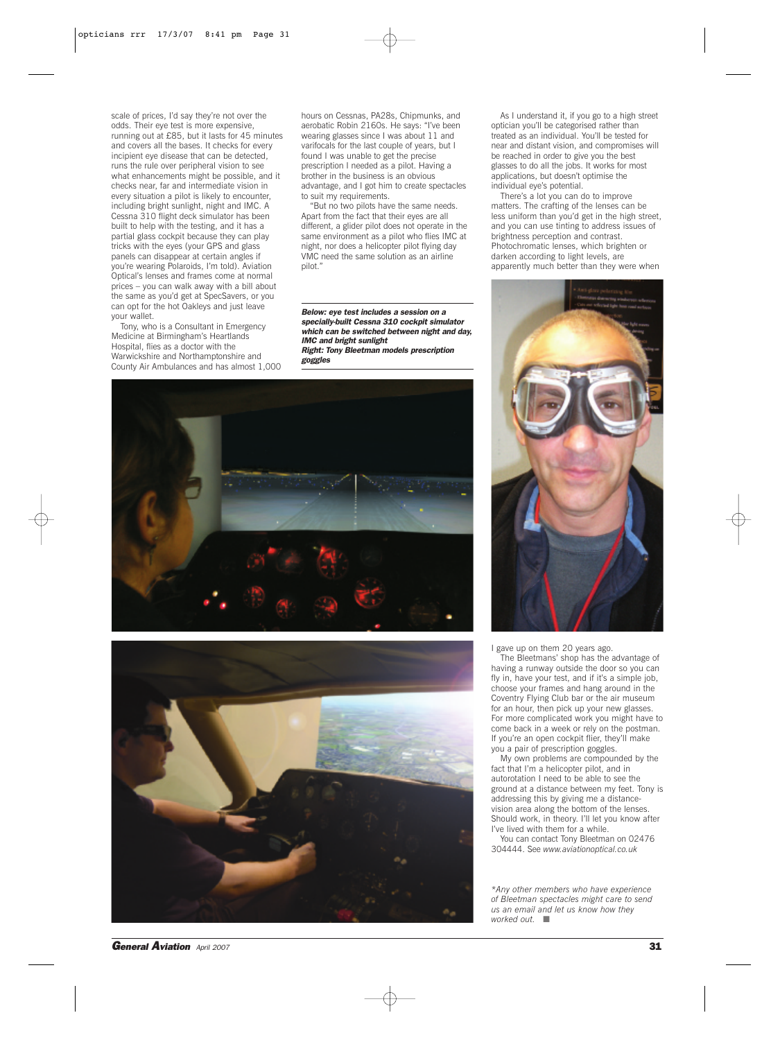scale of prices, I'd say they're not over the odds. Their eye test is more expensive, running out at £85, but it lasts for 45 minutes and covers all the bases. It checks for every incipient eye disease that can be detected, runs the rule over peripheral vision to see what enhancements might be possible, and it checks near, far and intermediate vision in every situation a pilot is likely to encounter, including bright sunlight, night and IMC. A Cessna 310 flight deck simulator has been built to help with the testing, and it has a partial glass cockpit because they can play tricks with the eyes (your GPS and glass panels can disappear at certain angles if you're wearing Polaroids, I'm told). Aviation Optical's lenses and frames come at normal prices – you can walk away with a bill about the same as you'd get at SpecSavers, or you can opt for the hot Oakleys and just leave your wallet.

Tony, who is a Consultant in Emergency Medicine at Birmingham's Heartlands Hospital, flies as a doctor with the Warwickshire and Northamptonshire and County Air Ambulances and has almost 1,000 hours on Cessnas, PA28s, Chipmunks, and aerobatic Robin 2160s. He says: "I've been wearing glasses since I was about 11 and varifocals for the last couple of years, but I found I was unable to get the precise prescription I needed as a pilot. Having a brother in the business is an obvious advantage, and I got him to create spectacles to suit my requirements.

"But no two pilots have the same needs. Apart from the fact that their eyes are all different, a glider pilot does not operate in the same environment as a pilot who flies IMC at night, nor does a helicopter pilot flying day VMC need the same solution as an airline pilot."

***Below: eye test includes a session on a specially-built Cessna 310 cockpit simulator which can be switched between night and day, IMC and bright sunlight***
***Right: Tony Bleetman models prescription goggles***

As I understand it, if you go to a high street optician you'll be categorised rather than treated as an individual. You'll be tested for near and distant vision, and compromises will be reached in order to give you the best glasses to do all the jobs. It works for most applications, but doesn't optimise the individual eye's potential.

There's a lot you can do to improve matters. The crafting of the lenses can be less uniform than you'd get in the high street, and you can use tinting to address issues of brightness perception and contrast. Photochromatic lenses, which brighten or darken according to light levels, are apparently much better than they were when I gave up on them 20 years ago.

The Bleetmans' shop has the advantage of having a runway outside the door so you can fly in, have your test, and if it's a simple job, choose your frames and hang around in the Coventry Flying Club bar or the air museum for an hour, then pick up your new glasses. For more complicated work you might have to come back in a week or rely on the postman. If you're an open cockpit flier, they'll make you a pair of prescription goggles.

My own problems are compounded by the fact that I'm a helicopter pilot, and in autorotation I need to be able to see the ground at a distance between my feet. Tony is addressing this by giving me a distance-vision area along the bottom of the lenses. Should work, in theory. I'll let you know after I've lived with them for a while.

You can contact Tony Bleetman on 02476 304444. See *www.aviationoptical.co.uk*

**Any other members who have experience of Bleetman spectacles might care to send us an email and let us know how they worked out.* ■